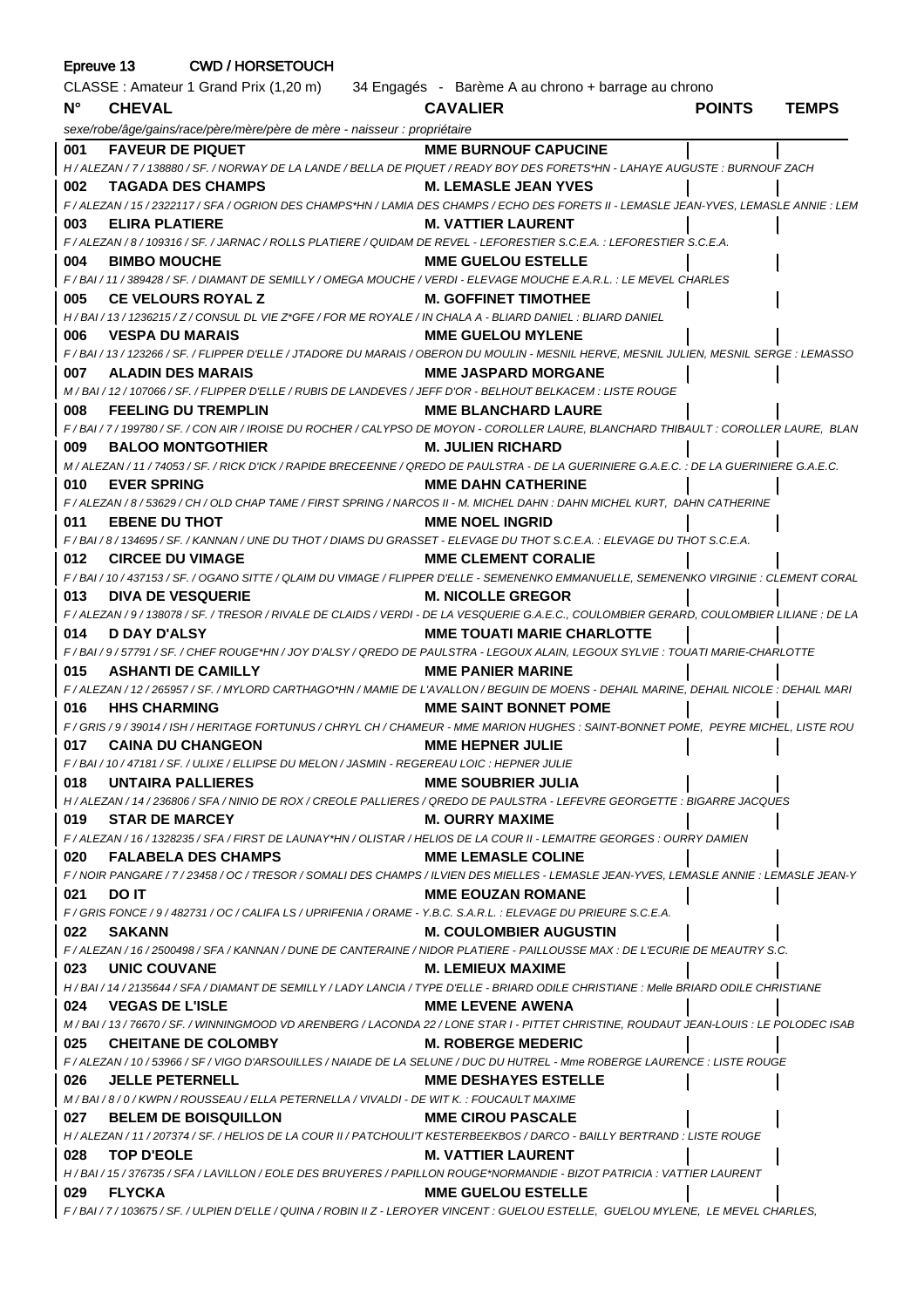Epreuve 13 CWD / HORSETOUCH

CLASSE : Amateur 1 Grand Prix (1,20 m) 34 Engagés - Barème A au chrono + barrage au chrono

| N° | CHEVAL | CAVALIER | POINTS | TEMPS |
|---|---|---|---|---|
| | *sexe/robe/âge/gains/race/père/mère/père de mère - naisseur : propriétaire* | | | |
| 001 | **FAVEUR DE PIQUET** | **MME BURNOUF CAPUCINE** | | |
| | *H / ALEZAN / 7 / 138880 / SF. / NORWAY DE LA LANDE / BELLA DE PIQUET / READY BOY DES FORETS\*HN - LAHAYE AUGUSTE : BURNOUF ZACH* | | | |
| 002 | **TAGADA DES CHAMPS** | **M. LEMASLE JEAN YVES** | | |
| | *F / ALEZAN / 15 / 2322117 / SFA / OGRION DES CHAMPS\*HN / LAMIA DES CHAMPS / ECHO DES FORETS II - LEMASLE JEAN-YVES, LEMASLE ANNIE : LEM* | | | |
| 003 | **ELIRA PLATIERE** | **M. VATTIER LAURENT** | | |
| | *F / ALEZAN / 8 / 109316 / SF. / JARNAC / ROLLS PLATIERE / QUIDAM DE REVEL - LEFORESTIER S.C.E.A. : LEFORESTIER S.C.E.A.* | | | |
| 004 | **BIMBO MOUCHE** | **MME GUELOU ESTELLE** | | |
| | *F / BAI / 11 / 389428 / SF. / DIAMANT DE SEMILLY / OMEGA MOUCHE / VERDI - ELEVAGE MOUCHE E.A.R.L. : LE MEVEL CHARLES* | | | |
| 005 | **CE VELOURS ROYAL Z** | **M. GOFFINET TIMOTHEE** | | |
| | *H / BAI / 13 / 1236215 / Z / CONSUL DL VIE Z\*GFE / FOR ME ROYALE / IN CHALA A - BLIARD DANIEL : BLIARD DANIEL* | | | |
| 006 | **VESPA DU MARAIS** | **MME GUELOU MYLENE** | | |
| | *F / BAI / 13 / 123266 / SF. / FLIPPER D'ELLE / JTADORE DU MARAIS / OBERON DU MOULIN - MESNIL HERVE, MESNIL JULIEN, MESNIL SERGE : LEMASSO* | | | |
| 007 | **ALADIN DES MARAIS** | **MME JASPARD MORGANE** | | |
| | *M / BAI / 12 / 107066 / SF. / FLIPPER D'ELLE / RUBIS DE LANDEVES / JEFF D'OR - BELHOUT BELKACEM : LISTE ROUGE* | | | |
| 008 | **FEELING DU TREMPLIN** | **MME BLANCHARD LAURE** | | |
| | *F / BAI / 7 / 199780 / SF. / CON AIR / IROISE DU ROCHER / CALYPSO DE MOYON - COROLLER LAURE, BLANCHARD THIBAULT : COROLLER LAURE, BLAN* | | | |
| 009 | **BALOO MONTGOTHIER** | **M. JULIEN RICHARD** | | |
| | *M / ALEZAN / 11 / 74053 / SF. / RICK D'ICK / RAPIDE BRECEENNE / QREDO DE PAULSTRA - DE LA GUERINIERE G.A.E.C. : DE LA GUERINIERE G.A.E.C.* | | | |
| 010 | **EVER SPRING** | **MME DAHN CATHERINE** | | |
| | *F / ALEZAN / 8 / 53629 / CH / OLD CHAP TAME / FIRST SPRING / NARCOS II - M. MICHEL DAHN : DAHN MICHEL KURT, DAHN CATHERINE* | | | |
| 011 | **EBENE DU THOT** | **MME NOEL INGRID** | | |
| | *F / BAI / 8 / 134695 / SF. / KANNAN / UNE DU THOT / DIAMS DU GRASSET - ELEVAGE DU THOT S.C.E.A. : ELEVAGE DU THOT S.C.E.A.* | | | |
| 012 | **CIRCEE DU VIMAGE** | **MME CLEMENT CORALIE** | | |
| | *F / BAI / 10 / 437153 / SF. / OGANO SITTE / QLAIM DU VIMAGE / FLIPPER D'ELLE - SEMENENKO EMMANUELLE, SEMENENKO VIRGINIE : CLEMENT CORAL* | | | |
| 013 | **DIVA DE VESQUERIE** | **M. NICOLLE GREGOR** | | |
| | *F / ALEZAN / 9 / 138078 / SF. / TRESOR / RIVALE DE CLAIDS / VERDI - DE LA VESQUERIE G.A.E.C., COULOMBIER GERARD, COULOMBIER LILIANE : DE LA* | | | |
| 014 | **D DAY D'ALSY** | **MME TOUATI MARIE CHARLOTTE** | | |
| | *F / BAI / 9 / 57791 / SF. / CHEF ROUGE\*HN / JOY D'ALSY / QREDO DE PAULSTRA - LEGOUX ALAIN, LEGOUX SYLVIE : TOUATI MARIE-CHARLOTTE* | | | |
| 015 | **ASHANTI DE CAMILLY** | **MME PANIER MARINE** | | |
| | *F / ALEZAN / 12 / 265957 / SF. / MYLORD CARTHAGO\*HN / MAMIE DE L'AVALLON / BEGUIN DE MOENS - DEHAIL MARINE, DEHAIL NICOLE : DEHAIL MARI* | | | |
| 016 | **HHS CHARMING** | **MME SAINT BONNET POME** | | |
| | *F / GRIS / 9 / 39014 / ISH / HERITAGE FORTUNUS / CHRYL CH / CHAMEUR - MME MARION HUGHES : SAINT-BONNET POME, PEYRE MICHEL, LISTE ROU* | | | |
| 017 | **CAINA DU CHANGEON** | **MME HEPNER JULIE** | | |
| | *F / BAI / 10 / 47181 / SF. / ULIXE / ELLIPSE DU MELON / JASMIN - REGEREAU LOIC : HEPNER JULIE* | | | |
| 018 | **UNTAIRA PALLIERES** | **MME SOUBRIER JULIA** | | |
| | *H / ALEZAN / 14 / 236806 / SFA / NINIO DE ROX / CREOLE PALLIERES / QREDO DE PAULSTRA - LEFEVRE GEORGETTE : BIGARRE JACQUES* | | | |
| 019 | **STAR DE MARCEY** | **M. OURRY MAXIME** | | |
| | *F / ALEZAN / 16 / 1328235 / SFA / FIRST DE LAUNAY\*HN / OLISTAR / HELIOS DE LA COUR II - LEMAITRE GEORGES : OURRY DAMIEN* | | | |
| 020 | **FALABELA DES CHAMPS** | **MME LEMASLE COLINE** | | |
| | *F / NOIR PANGARE / 7 / 23458 / OC / TRESOR / SOMALI DES CHAMPS / ILVIEN DES MIELLES - LEMASLE JEAN-YVES, LEMASLE ANNIE : LEMASLE JEAN-Y* | | | |
| 021 | **DO IT** | **MME EOUZAN ROMANE** | | |
| | *F / GRIS FONCE / 9 / 482731 / OC / CALIFA LS / UPRIFENIA / ORAME - Y.B.C. S.A.R.L. : ELEVAGE DU PRIEURE S.C.E.A.* | | | |
| 022 | **SAKANN** | **M. COULOMBIER AUGUSTIN** | | |
| | *F / ALEZAN / 16 / 2500498 / SFA / KANNAN / DUNE DE CANTERAINE / NIDOR PLATIERE - PAILLOUSSE MAX : DE L'ECURIE DE MEAUTRY S.C.* | | | |
| 023 | **UNIC COUVANE** | **M. LEMIEUX MAXIME** | | |
| | *H / BAI / 14 / 2135644 / SFA / DIAMANT DE SEMILLY / LADY LANCIA / TYPE D'ELLE - BRIARD ODILE CHRISTIANE : Melle BRIARD ODILE CHRISTIANE* | | | |
| 024 | **VEGAS DE L'ISLE** | **MME LEVENE AWENA** | | |
| | *M / BAI / 13 / 76670 / SF. / WINNINGMOOD VD ARENBERG / LACONDA 22 / LONE STAR I - PITTET CHRISTINE, ROUDAUT JEAN-LOUIS : LE POLODEC ISAB* | | | |
| 025 | **CHEITANE DE COLOMBY** | **M. ROBERGE MEDERIC** | | |
| | *F / ALEZAN / 10 / 53966 / SF / VIGO D'ARSOUILLES / NAIADE DE LA SELUNE / DUC DU HUTREL - Mme ROBERGE LAURENCE : LISTE ROUGE* | | | |
| 026 | **JELLE PETERNELL** | **MME DESHAYES ESTELLE** | | |
| | *M / BAI / 8 / 0 / KWPN / ROUSSEAU / ELLA PETERNELLA / VIVALDI - DE WIT K. : FOUCAULT MAXIME* | | | |
| 027 | **BELEM DE BOISQUILLON** | **MME CIROU PASCALE** | | |
| | *H / ALEZAN / 11 / 207374 / SF. / HELIOS DE LA COUR II / PATCHOULI'T KESTERBEEKBOS / DARCO - BAILLY BERTRAND : LISTE ROUGE* | | | |
| 028 | **TOP D'EOLE** | **M. VATTIER LAURENT** | | |
| | *H / BAI / 15 / 376735 / SFA / LAVILLON / EOLE DES BRUYERES / PAPILLON ROUGE\*NORMANDIE - BIZOT PATRICIA : VATTIER LAURENT* | | | |
| 029 | **FLYCKA** | **MME GUELOU ESTELLE** | | |
| | *F / BAI / 7 / 103675 / SF. / ULPIEN D'ELLE / QUINA / ROBIN II Z - LEROYER VINCENT : GUELOU ESTELLE, GUELOU MYLENE, LE MEVEL CHARLES,* | | | |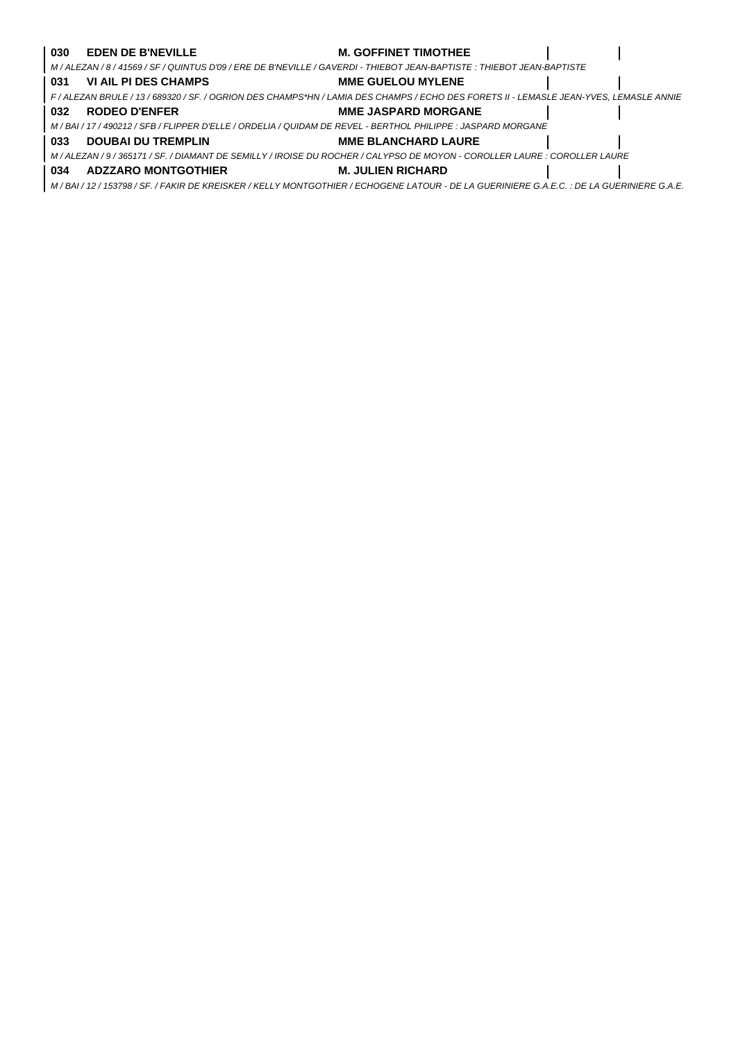**030 EDEN DE B'NEVILLE** **M. GOFFINET TIMOTHEE**

*M / ALEZAN / 8 / 41569 / SF / QUINTUS D'09 / ERE DE B'NEVILLE / GAVERDI - THIEBOT JEAN-BAPTISTE : THIEBOT JEAN-BAPTISTE*

**031 VI AIL PI DES CHAMPS** **MME GUELOU MYLENE**

*F / ALEZAN BRULE / 13 / 689320 / SF. / OGRION DES CHAMPS*HN / LAMIA DES CHAMPS / ECHO DES FORETS II - LEMASLE JEAN-YVES, LEMASLE ANNIE*

**032 RODEO D'ENFER** **MME JASPARD MORGANE**

*M / BAI / 17 / 490212 / SFB / FLIPPER D'ELLE / ORDELIA / QUIDAM DE REVEL - BERTHOL PHILIPPE : JASPARD MORGANE*

**033 DOUBAI DU TREMPLIN** **MME BLANCHARD LAURE**

*M / ALEZAN / 9 / 365171 / SF. / DIAMANT DE SEMILLY / IROISE DU ROCHER / CALYPSO DE MOYON - COROLLER LAURE : COROLLER LAURE*

**034 ADZZARO MONTGOTHIER** **M. JULIEN RICHARD**

*M / BAI / 12 / 153798 / SF. / FAKIR DE KREISKER / KELLY MONTGOTHIER / ECHOGENE LATOUR - DE LA GUERINIERE G.A.E.C. : DE LA GUERINIERE G.A.E.*